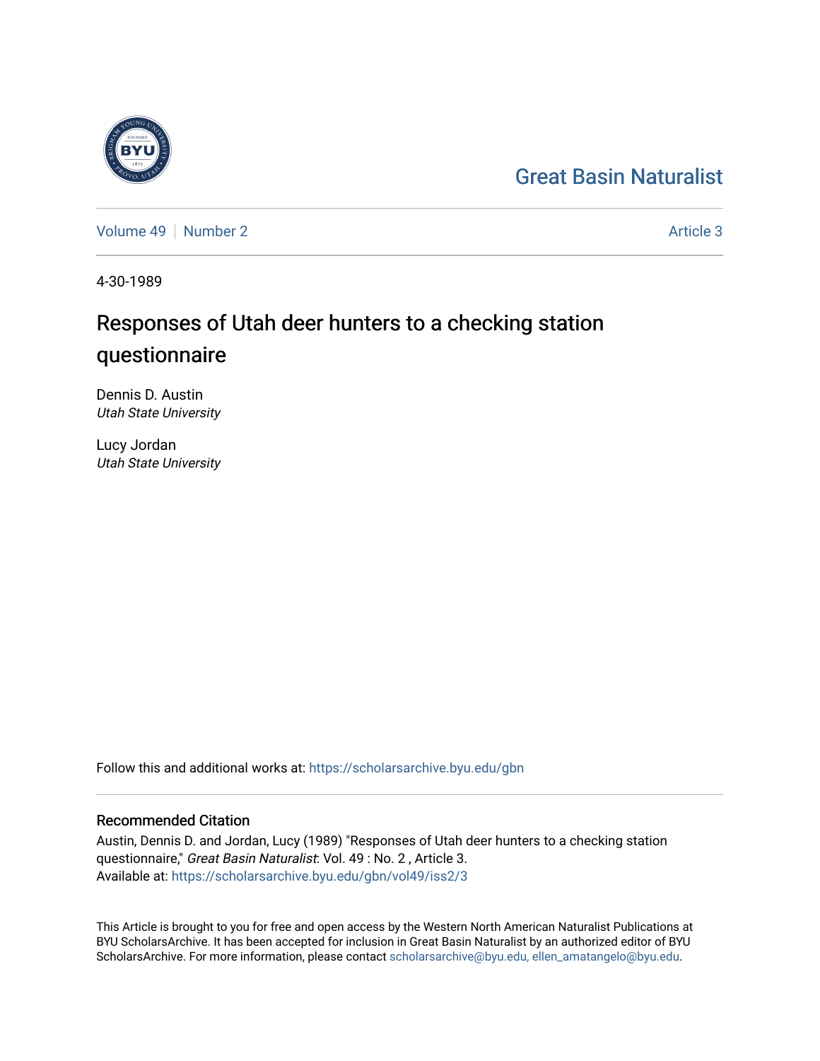Great Basin Naturalist

Volume 49 | Number 2 — Article 3

4-30-1989

# Responses of Utah deer hunters to a checking station questionnaire

Dennis D. Austin
*Utah State University*

Lucy Jordan
*Utah State University*

Follow this and additional works at: https://scholarsarchive.byu.edu/gbn

## Recommended Citation

Austin, Dennis D. and Jordan, Lucy (1989) "Responses of Utah deer hunters to a checking station questionnaire," *Great Basin Naturalist*: Vol. 49 : No. 2 , Article 3.
Available at: https://scholarsarchive.byu.edu/gbn/vol49/iss2/3

This Article is brought to you for free and open access by the Western North American Naturalist Publications at BYU ScholarsArchive. It has been accepted for inclusion in Great Basin Naturalist by an authorized editor of BYU ScholarsArchive. For more information, please contact scholarsarchive@byu.edu, ellen_amatangelo@byu.edu.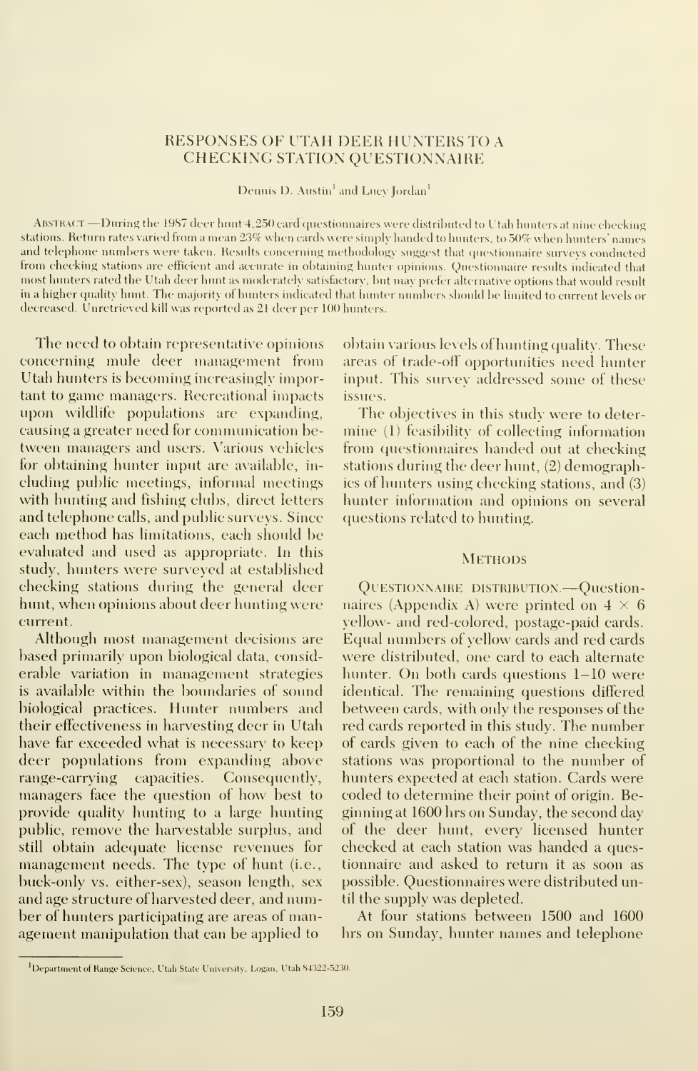# RESPONSES OF UTAH DEER HUNTERS TO A CHECKING STATION QUESTIONNAIRE

Dennis D. Austin[1] and Lucy Jordan[1]

ABSTRACT.—During the 1987 deer hunt 4,250 card questionnaires were distributed to Utah hunters at nine checking stations. Return rates varied from a mean 23% when cards were simply handed to hunters, to 50% when hunters' names and telephone numbers were taken. Results concerning methodology suggest that questionnaire surveys conducted from checking stations are efficient and accurate in obtaining hunter opinions. Questionnaire results indicated that most hunters rated the Utah deer hunt as moderately satisfactory, but may prefer alternative options that would result in a higher quality hunt. The majority of hunters indicated that hunter numbers should be limited to current levels or decreased. Unretrieved kill was reported as 21 deer per 100 hunters.

The need to obtain representative opinions concerning mule deer management from Utah hunters is becoming increasingly important to game managers. Recreational impacts upon wildlife populations are expanding, causing a greater need for communication between managers and users. Various vehicles for obtaining hunter input are available, including public meetings, informal meetings with hunting and fishing clubs, direct letters and telephone calls, and public surveys. Since each method has limitations, each should be evaluated and used as appropriate. In this study, hunters were surveyed at established checking stations during the general deer hunt, when opinions about deer hunting were current.

Although most management decisions are based primarily upon biological data, considerable variation in management strategies is available within the boundaries of sound biological practices. Hunter numbers and their effectiveness in harvesting deer in Utah have far exceeded what is necessary to keep deer populations from expanding above range-carrying capacities. Consequently, managers face the question of how best to provide quality hunting to a large hunting public, remove the harvestable surplus, and still obtain adequate license revenues for management needs. The type of hunt (i.e., buck-only vs. either-sex), season length, sex and age structure of harvested deer, and number of hunters participating are areas of management manipulation that can be applied to obtain various levels of hunting quality. These areas of trade-off opportunities need hunter input. This survey addressed some of these issues.

The objectives in this study were to determine (1) feasibility of collecting information from questionnaires handed out at checking stations during the deer hunt, (2) demographics of hunters using checking stations, and (3) hunter information and opinions on several questions related to hunting.

## METHODS

QUESTIONNAIRE DISTRIBUTION.—Questionnaires (Appendix A) were printed on 4 × 6 yellow- and red-colored, postage-paid cards. Equal numbers of yellow cards and red cards were distributed, one card to each alternate hunter. On both cards questions 1–10 were identical. The remaining questions differed between cards, with only the responses of the red cards reported in this study. The number of cards given to each of the nine checking stations was proportional to the number of hunters expected at each station. Cards were coded to determine their point of origin. Beginning at 1600 hrs on Sunday, the second day of the deer hunt, every licensed hunter checked at each station was handed a questionnaire and asked to return it as soon as possible. Questionnaires were distributed until the supply was depleted.

At four stations between 1500 and 1600 hrs on Sunday, hunter names and telephone

[1]Department of Range Science, Utah State University, Logan, Utah 84322-5230.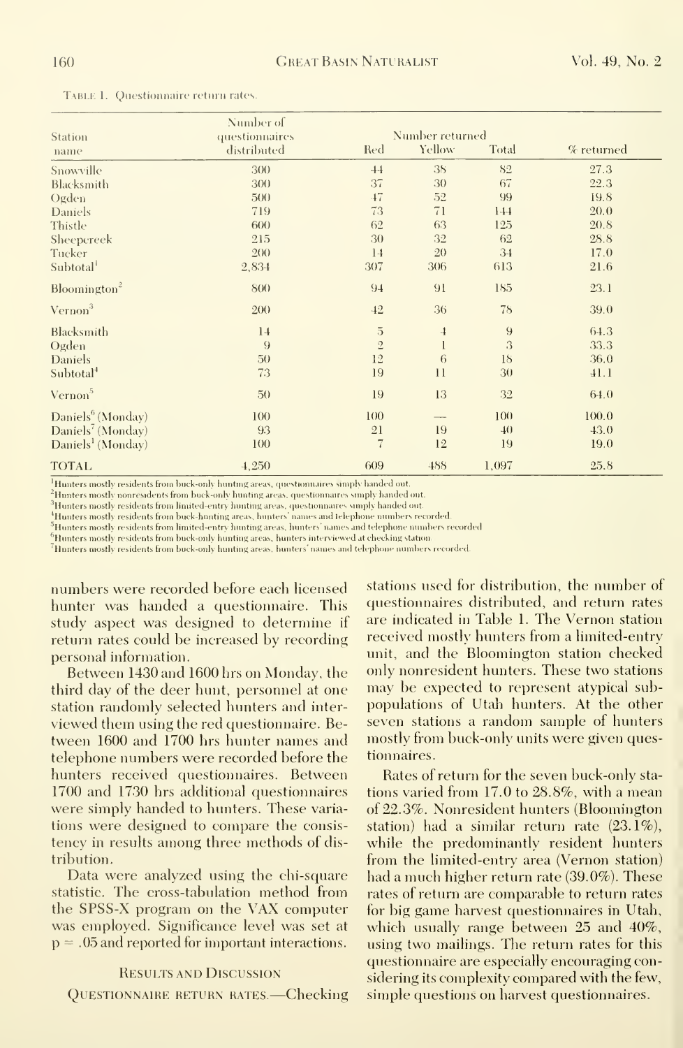Table 1. Questionnaire return rates.

| Station name | Number of questionnaires distributed | Number returned | | | % returned |
|---|---|---|---|---|---|
| | | Red | Yellow | Total | |
| Snowville | 300 | 44 | 38 | 82 | 27.3 |
| Blacksmith | 300 | 37 | 30 | 67 | 22.3 |
| Ogden | 500 | 47 | 52 | 99 | 19.8 |
| Daniels | 719 | 73 | 71 | 144 | 20.0 |
| Thistle | 600 | 62 | 63 | 125 | 20.8 |
| Sheepcreek | 215 | 30 | 32 | 62 | 28.8 |
| Tucker | 200 | 14 | 20 | 34 | 17.0 |
| Subtotal[1] | 2,834 | 307 | 306 | 613 | 21.6 |
| Bloomington[2] | 800 | 94 | 91 | 185 | 23.1 |
| Vernon[3] | 200 | 42 | 36 | 78 | 39.0 |
| Blacksmith | 14 | 5 | 4 | 9 | 64.3 |
| Ogden | 9 | 2 | 1 | 3 | 33.3 |
| Daniels | 50 | 12 | 6 | 18 | 36.0 |
| Subtotal[4] | 73 | 19 | 11 | 30 | 41.1 |
| Vernon[5] | 50 | 19 | 13 | 32 | 64.0 |
| Daniels[6] (Monday) | 100 | 100 | — | 100 | 100.0 |
| Daniels[7] (Monday) | 93 | 21 | 19 | 40 | 43.0 |
| Daniels[1] (Monday) | 100 | 7 | 12 | 19 | 19.0 |
| TOTAL | 4,250 | 609 | 488 | 1,097 | 25.8 |

[1]Hunters mostly residents from buck-only hunting areas, questionnaires simply handed out.
[2]Hunters mostly nonresidents from buck-only hunting areas, questionnaires simply handed out.
[3]Hunters mostly residents from limited-entry hunting areas, questionnaires simply handed out.
[4]Hunters mostly residents from buck-hunting areas, hunters' names and telephone numbers recorded.
[5]Hunters mostly residents from limited-entry hunting areas, hunters' names and telephone numbers recorded.
[6]Hunters mostly residents from buck-only hunting areas, hunters interviewed at checking station.
[7]Hunters mostly residents from buck-only hunting areas, hunters' names and telephone numbers recorded.

numbers were recorded before each licensed hunter was handed a questionnaire. This study aspect was designed to determine if return rates could be increased by recording personal information.

Between 1430 and 1600 hrs on Monday, the third day of the deer hunt, personnel at one station randomly selected hunters and interviewed them using the red questionnaire. Between 1600 and 1700 hrs hunter names and telephone numbers were recorded before the hunters received questionnaires. Between 1700 and 1730 hrs additional questionnaires were simply handed to hunters. These variations were designed to compare the consistency in results among three methods of distribution.

Data were analyzed using the chi-square statistic. The cross-tabulation method from the SPSS-X program on the VAX computer was employed. Significance level was set at $p = .05$ and reported for important interactions.

## Results and Discussion

Questionnaire return rates.—Checking stations used for distribution, the number of questionnaires distributed, and return rates are indicated in Table 1. The Vernon station received mostly hunters from a limited-entry unit, and the Bloomington station checked only nonresident hunters. These two stations may be expected to represent atypical subpopulations of Utah hunters. At the other seven stations a random sample of hunters mostly from buck-only units were given questionnaires.

Rates of return for the seven buck-only stations varied from 17.0 to 28.8%, with a mean of 22.3%. Nonresident hunters (Bloomington station) had a similar return rate (23.1%), while the predominantly resident hunters from the limited-entry area (Vernon station) had a much higher return rate (39.0%). These rates of return are comparable to return rates for big game harvest questionnaires in Utah, which usually range between 25 and 40%, using two mailings. The return rates for this questionnaire are especially encouraging considering its complexity compared with the few, simple questions on harvest questionnaires.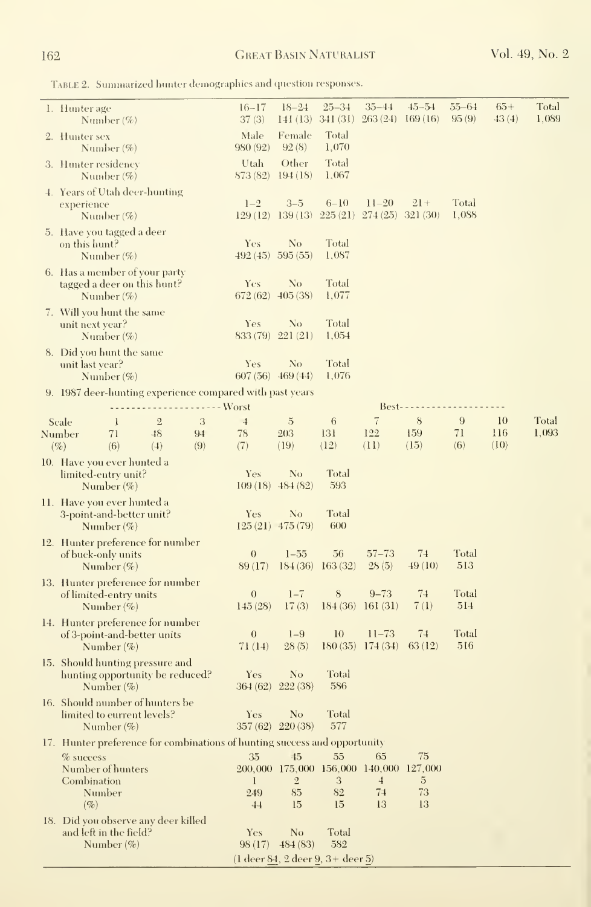TABLE 2. Summarized hunter demographics and question responses.

| | | | | | | | | | | |
|---|---|---|---|---|---|---|---|---|---|---|
| 1. Hunter age | | | 16–17 | 18–24 | 25–34 | 35–44 | 45–54 | 55–64 | 65+ | Total |
| Number (%) | | | 37 (3) | 141 (13) | 341 (31) | 263 (24) | 169 (16) | 95 (9) | 43 (4) | 1,089 |
| 2. Hunter sex | | | Male | Female | Total | | | | | |
| Number (%) | | | 980 (92) | 92 (8) | 1,070 | | | | | |
| 3. Hunter residency | | | Utah | Other | Total | | | | | |
| Number (%) | | | 873 (82) | 194 (18) | 1,067 | | | | | |
| 4. Years of Utah deer-hunting experience | | | 1–2 | 3–5 | 6–10 | 11–20 | 21+ | Total | | |
| Number (%) | | | 129 (12) | 139 (13) | 225 (21) | 274 (25) | 321 (30) | 1,088 | | |
| 5. Have you tagged a deer on this hunt? | | | Yes | No | Total | | | | | |
| Number (%) | | | 492 (45) | 595 (55) | 1,087 | | | | | |
| 6. Has a member of your party tagged a deer on this hunt? | | | Yes | No | Total | | | | | |
| Number (%) | | | 672 (62) | 405 (38) | 1,077 | | | | | |
| 7. Will you hunt the same unit next year? | | | Yes | No | Total | | | | | |
| Number (%) | | | 833 (79) | 221 (21) | 1,054 | | | | | |
| 8. Did you hunt the same unit last year? | | | Yes | No | Total | | | | | |
| Number (%) | | | 607 (56) | 469 (44) | 1,076 | | | | | |
| 9. 1987 deer-hunting experience compared with past years | | | | | | | | | | |
| | ------------------- | Worst | | | | Best | ------------------- | | | |
| Scale 1 | 2 | 3 | 4 | 5 | 6 | 7 | 8 | 9 | 10 | Total |
| Number 71 | 48 | 94 | 78 | 203 | 131 | 122 | 159 | 71 | 116 | 1,093 |
| (%) (6) | (4) | (9) | (7) | (19) | (12) | (11) | (15) | (6) | (10) | |
| 10. Have you ever hunted a limited-entry unit? | | | Yes | No | Total | | | | | |
| Number (%) | | | 109 (18) | 484 (82) | 593 | | | | | |
| 11. Have you ever hunted a 3-point-and-better unit? | | | Yes | No | Total | | | | | |
| Number (%) | | | 125 (21) | 475 (79) | 600 | | | | | |
| 12. Hunter preference for number of buck-only units | | | 0 | 1–55 | 56 | 57–73 | 74 | Total | | |
| Number (%) | | | 89 (17) | 184 (36) | 163 (32) | 28 (5) | 49 (10) | 513 | | |
| 13. Hunter preference for number of limited-entry units | | | 0 | 1–7 | 8 | 9–73 | 74 | Total | | |
| Number (%) | | | 145 (28) | 17 (3) | 184 (36) | 161 (31) | 7 (1) | 514 | | |
| 14. Hunter preference for number of 3-point-and-better units | | | 0 | 1–9 | 10 | 11–73 | 74 | Total | | |
| Number (%) | | | 71 (14) | 28 (5) | 180 (35) | 174 (34) | 63 (12) | 516 | | |
| 15. Should hunting pressure and hunting opportunity be reduced? | | | Yes | No | Total | | | | | |
| Number (%) | | | 364 (62) | 222 (38) | 586 | | | | | |
| 16. Should number of hunters be limited to current levels? | | | Yes | No | Total | | | | | |
| Number (%) | | | 357 (62) | 220 (38) | 577 | | | | | |
| 17. Hunter preference for combinations of hunting success and opportunity | | | | | | | | | | |
| % success | | | 35 | 45 | 55 | 65 | 75 | | | |
| Number of hunters | | | 200,000 | 175,000 | 156,000 | 140,000 | 127,000 | | | |
| Combination | | | 1 | 2 | 3 | 4 | 5 | | | |
| Number | | | 249 | 85 | 82 | 74 | 73 | | | |
| (%) | | | 44 | 15 | 15 | 13 | 13 | | | |
| 18. Did you observe any deer killed and left in the field? | | | Yes | No | Total | | | | | |
| Number (%) | | | 98 (17) | 484 (83) | 582 | | | | | |
| | | | (1 deer 84, 2 deer 9, 3+ deer 5) | | | | | | | |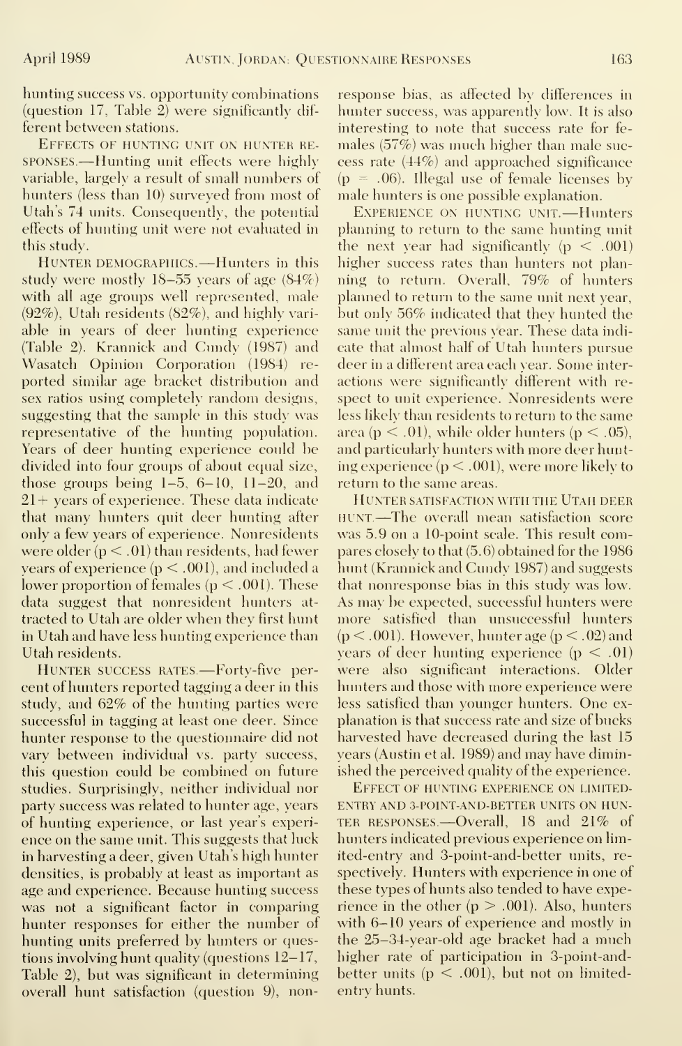hunting success vs. opportunity combinations (question 17, Table 2) were significantly different between stations.

Effects of hunting unit on hunter responses.—Hunting unit effects were highly variable, largely a result of small numbers of hunters (less than 10) surveyed from most of Utah's 74 units. Consequently, the potential effects of hunting unit were not evaluated in this study.

Hunter demographics.—Hunters in this study were mostly 18–55 years of age (84%) with all age groups well represented, male (92%), Utah residents (82%), and highly variable in years of deer hunting experience (Table 2). Krannick and Cundy (1987) and Wasatch Opinion Corporation (1984) reported similar age bracket distribution and sex ratios using completely random designs, suggesting that the sample in this study was representative of the hunting population. Years of deer hunting experience could be divided into four groups of about equal size, those groups being 1–5, 6–10, 11–20, and 21+ years of experience. These data indicate that many hunters quit deer hunting after only a few years of experience. Nonresidents were older ($p < .01$) than residents, had fewer years of experience ($p < .001$), and included a lower proportion of females ($p < .001$). These data suggest that nonresident hunters attracted to Utah are older when they first hunt in Utah and have less hunting experience than Utah residents.

Hunter success rates.—Forty-five percent of hunters reported tagging a deer in this study, and 62% of the hunting parties were successful in tagging at least one deer. Since hunter response to the questionnaire did not vary between individual vs. party success, this question could be combined on future studies. Surprisingly, neither individual nor party success was related to hunter age, years of hunting experience, or last year's experience on the same unit. This suggests that luck in harvesting a deer, given Utah's high hunter densities, is probably at least as important as age and experience. Because hunting success was not a significant factor in comparing hunter responses for either the number of hunting units preferred by hunters or questions involving hunt quality (questions 12–17, Table 2), but was significant in determining overall hunt satisfaction (question 9), nonresponse bias, as affected by differences in hunter success, was apparently low. It is also interesting to note that success rate for females (57%) was much higher than male success rate (44%) and approached significance ($p = .06$). Illegal use of female licenses by male hunters is one possible explanation.

Experience on hunting unit.—Hunters planning to return to the same hunting unit the next year had significantly ($p < .001$) higher success rates than hunters not planning to return. Overall, 79% of hunters planned to return to the same unit next year, but only 56% indicated that they hunted the same unit the previous year. These data indicate that almost half of Utah hunters pursue deer in a different area each year. Some interactions were significantly different with respect to unit experience. Nonresidents were less likely than residents to return to the same area ($p < .01$), while older hunters ($p < .05$), and particularly hunters with more deer hunting experience ($p < .001$), were more likely to return to the same areas.

Hunter satisfaction with the Utah deer hunt.—The overall mean satisfaction score was 5.9 on a 10-point scale. This result compares closely to that (5.6) obtained for the 1986 hunt (Krannick and Cundy 1987) and suggests that nonresponse bias in this study was low. As may be expected, successful hunters were more satisfied than unsuccessful hunters ($p < .001$). However, hunter age ($p < .02$) and years of deer hunting experience ($p < .01$) were also significant interactions. Older hunters and those with more experience were less satisfied than younger hunters. One explanation is that success rate and size of bucks harvested have decreased during the last 15 years (Austin et al. 1989) and may have diminished the perceived quality of the experience.

Effect of hunting experience on limited-entry and 3-point-and-better units on hunter responses.—Overall, 18 and 21% of hunters indicated previous experience on limited-entry and 3-point-and-better units, respectively. Hunters with experience in one of these types of hunts also tended to have experience in the other ($p > .001$). Also, hunters with 6–10 years of experience and mostly in the 25–34-year-old age bracket had a much higher rate of participation in 3-point-and-better units ($p < .001$), but not on limited-entry hunts.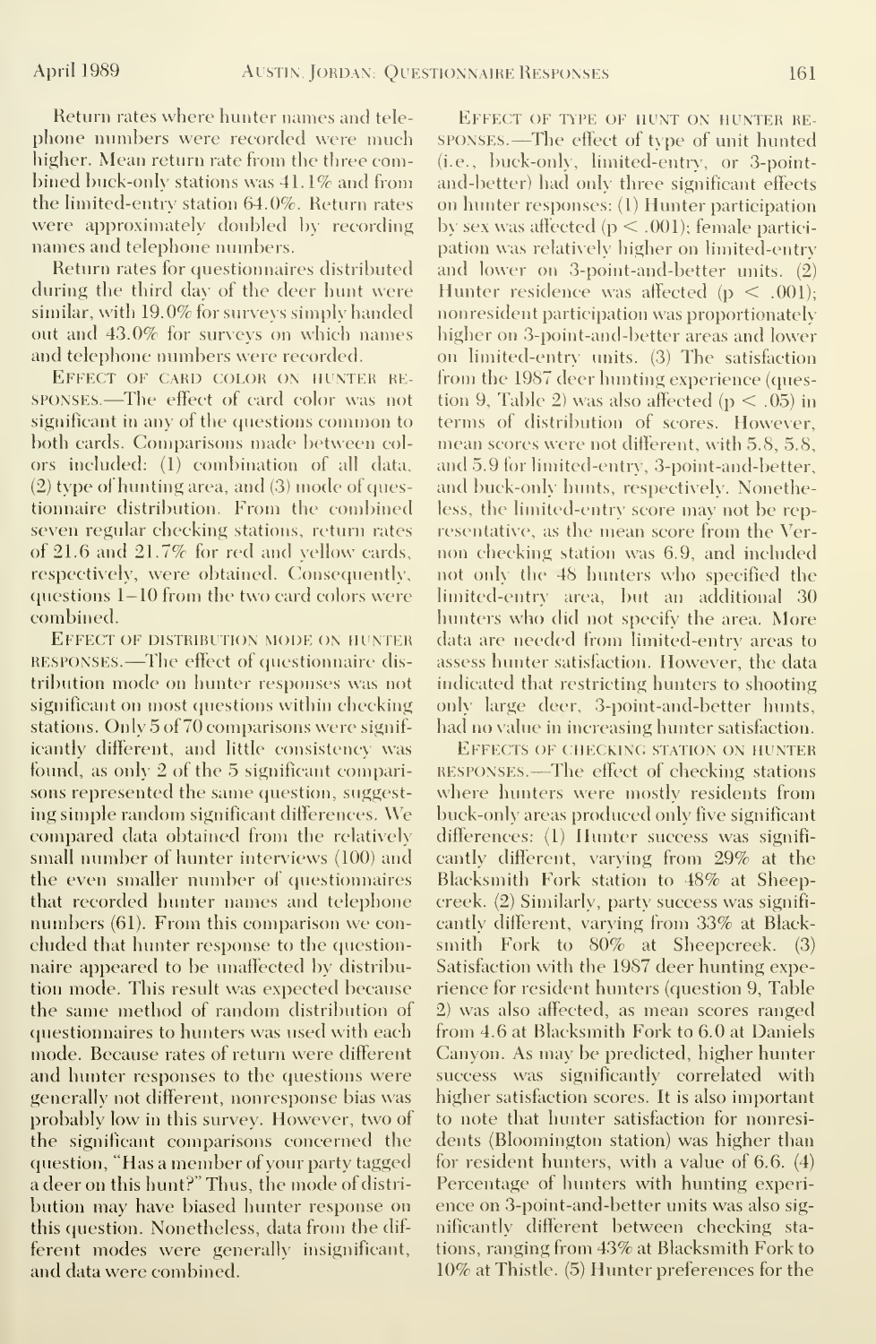Return rates where hunter names and telephone numbers were recorded were much higher. Mean return rate from the three combined buck-only stations was 41.1% and from the limited-entry station 64.0%. Return rates were approximately doubled by recording names and telephone numbers.

Return rates for questionnaires distributed during the third day of the deer hunt were similar, with 19.0% for surveys simply handed out and 43.0% for surveys on which names and telephone numbers were recorded.

Effect of card color on hunter responses.—The effect of card color was not significant in any of the questions common to both cards. Comparisons made between colors included: (1) combination of all data, (2) type of hunting area, and (3) mode of questionnaire distribution. From the combined seven regular checking stations, return rates of 21.6 and 21.7% for red and yellow cards, respectively, were obtained. Consequently, questions 1–10 from the two card colors were combined.

Effect of distribution mode on hunter responses.—The effect of questionnaire distribution mode on hunter responses was not significant on most questions within checking stations. Only 5 of 70 comparisons were significantly different, and little consistency was found, as only 2 of the 5 significant comparisons represented the same question, suggesting simple random significant differences. We compared data obtained from the relatively small number of hunter interviews (100) and the even smaller number of questionnaires that recorded hunter names and telephone numbers (61). From this comparison we concluded that hunter response to the questionnaire appeared to be unaffected by distribution mode. This result was expected because the same method of random distribution of questionnaires to hunters was used with each mode. Because rates of return were different and hunter responses to the questions were generally not different, nonresponse bias was probably low in this survey. However, two of the significant comparisons concerned the question, "Has a member of your party tagged a deer on this hunt?" Thus, the mode of distribution may have biased hunter response on this question. Nonetheless, data from the different modes were generally insignificant, and data were combined.

Effect of type of hunt on hunter responses.—The effect of type of unit hunted (i.e., buck-only, limited-entry, or 3-point-and-better) had only three significant effects on hunter responses: (1) Hunter participation by sex was affected ($p < .001$); female participation was relatively higher on limited-entry and lower on 3-point-and-better units. (2) Hunter residence was affected ($p < .001$); nonresident participation was proportionately higher on 3-point-and-better areas and lower on limited-entry units. (3) The satisfaction from the 1987 deer hunting experience (question 9, Table 2) was also affected ($p < .05$) in terms of distribution of scores. However, mean scores were not different, with 5.8, 5.8, and 5.9 for limited-entry, 3-point-and-better, and buck-only hunts, respectively. Nonetheless, the limited-entry score may not be representative, as the mean score from the Vernon checking station was 6.9, and included not only the 48 hunters who specified the limited-entry area, but an additional 30 hunters who did not specify the area. More data are needed from limited-entry areas to assess hunter satisfaction. However, the data indicated that restricting hunters to shooting only large deer, 3-point-and-better hunts, had no value in increasing hunter satisfaction.

Effects of checking station on hunter responses.—The effect of checking stations where hunters were mostly residents from buck-only areas produced only five significant differences: (1) Hunter success was significantly different, varying from 29% at the Blacksmith Fork station to 48% at Sheepcreek. (2) Similarly, party success was significantly different, varying from 33% at Blacksmith Fork to 80% at Sheepcreek. (3) Satisfaction with the 1987 deer hunting experience for resident hunters (question 9, Table 2) was also affected, as mean scores ranged from 4.6 at Blacksmith Fork to 6.0 at Daniels Canyon. As may be predicted, higher hunter success was significantly correlated with higher satisfaction scores. It is also important to note that hunter satisfaction for nonresidents (Bloomington station) was higher than for resident hunters, with a value of 6.6. (4) Percentage of hunters with hunting experience on 3-point-and-better units was also significantly different between checking stations, ranging from 43% at Blacksmith Fork to 10% at Thistle. (5) Hunter preferences for the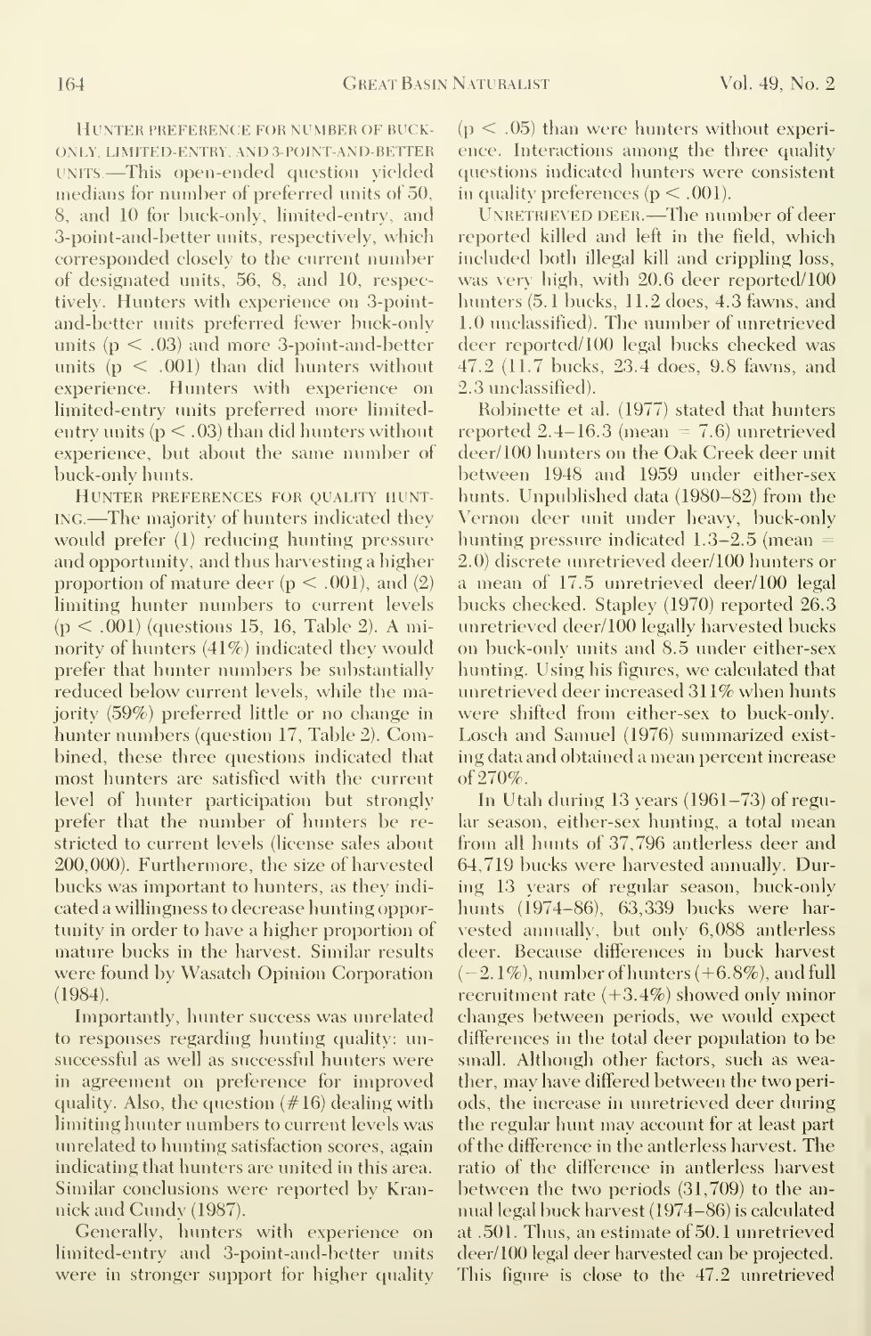**Hunter preference for number of buck-only, limited-entry, and 3-point-and-better units.**—This open-ended question yielded medians for number of preferred units of 50, 8, and 10 for buck-only, limited-entry, and 3-point-and-better units, respectively, which corresponded closely to the current number of designated units, 56, 8, and 10, respectively. Hunters with experience on 3-point-and-better units preferred fewer buck-only units ($p < .03$) and more 3-point-and-better units ($p < .001$) than did hunters without experience. Hunters with experience on limited-entry units preferred more limited-entry units ($p < .03$) than did hunters without experience, but about the same number of buck-only hunts.

**Hunter preferences for quality hunting.**—The majority of hunters indicated they would prefer (1) reducing hunting pressure and opportunity, and thus harvesting a higher proportion of mature deer ($p < .001$), and (2) limiting hunter numbers to current levels ($p < .001$) (questions 15, 16, Table 2). A minority of hunters (41%) indicated they would prefer that hunter numbers be substantially reduced below current levels, while the majority (59%) preferred little or no change in hunter numbers (question 17, Table 2). Combined, these three questions indicated that most hunters are satisfied with the current level of hunter participation but strongly prefer that the number of hunters be restricted to current levels (license sales about 200,000). Furthermore, the size of harvested bucks was important to hunters, as they indicated a willingness to decrease hunting opportunity in order to have a higher proportion of mature bucks in the harvest. Similar results were found by Wasatch Opinion Corporation (1984).

Importantly, hunter success was unrelated to responses regarding hunting quality: unsuccessful as well as successful hunters were in agreement on preference for improved quality. Also, the question (#16) dealing with limiting hunter numbers to current levels was unrelated to hunting satisfaction scores, again indicating that hunters are united in this area. Similar conclusions were reported by Krannick and Cundy (1987).

Generally, hunters with experience on limited-entry and 3-point-and-better units were in stronger support for higher quality ($p < .05$) than were hunters without experience. Interactions among the three quality questions indicated hunters were consistent in quality preferences ($p < .001$).

**Unretrieved deer.**—The number of deer reported killed and left in the field, which included both illegal kill and crippling loss, was very high, with 20.6 deer reported/100 hunters (5.1 bucks, 11.2 does, 4.3 fawns, and 1.0 unclassified). The number of unretrieved deer reported/100 legal bucks checked was 47.2 (11.7 bucks, 23.4 does, 9.8 fawns, and 2.3 unclassified).

Robinette et al. (1977) stated that hunters reported 2.4–16.3 (mean = 7.6) unretrieved deer/100 hunters on the Oak Creek deer unit between 1948 and 1959 under either-sex hunts. Unpublished data (1980–82) from the Vernon deer unit under heavy, buck-only hunting pressure indicated 1.3–2.5 (mean = 2.0) discrete unretrieved deer/100 hunters or a mean of 17.5 unretrieved deer/100 legal bucks checked. Stapley (1970) reported 26.3 unretrieved deer/100 legally harvested bucks on buck-only units and 8.5 under either-sex hunting. Using his figures, we calculated that unretrieved deer increased 311% when hunts were shifted from either-sex to buck-only. Losch and Samuel (1976) summarized existing data and obtained a mean percent increase of 270%.

In Utah during 13 years (1961–73) of regular season, either-sex hunting, a total mean from all hunts of 37,796 antlerless deer and 64,719 bucks were harvested annually. During 13 years of regular season, buck-only hunts (1974–86), 63,339 bucks were harvested annually, but only 6,088 antlerless deer. Because differences in buck harvest (−2.1%), number of hunters (+6.8%), and full recruitment rate (+3.4%) showed only minor changes between periods, we would expect differences in the total deer population to be small. Although other factors, such as weather, may have differed between the two periods, the increase in unretrieved deer during the regular hunt may account for at least part of the difference in the antlerless harvest. The ratio of the difference in antlerless harvest between the two periods (31,709) to the annual legal buck harvest (1974–86) is calculated at .501. Thus, an estimate of 50.1 unretrieved deer/100 legal deer harvested can be projected. This figure is close to the 47.2 unretrieved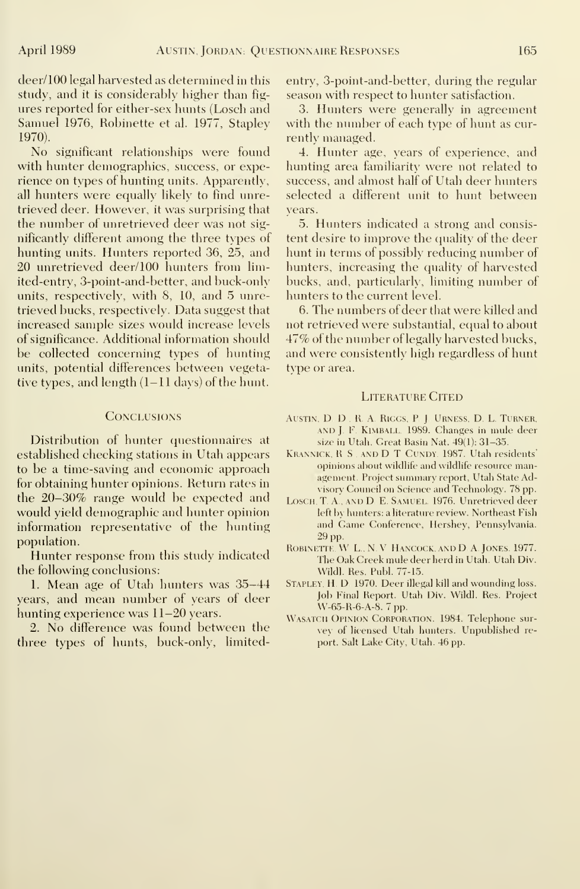deer/100 legal harvested as determined in this study, and it is considerably higher than figures reported for either-sex hunts (Losch and Samuel 1976, Robinette et al. 1977, Stapley 1970).

No significant relationships were found with hunter demographics, success, or experience on types of hunting units. Apparently, all hunters were equally likely to find unretrieved deer. However, it was surprising that the number of unretrieved deer was not significantly different among the three types of hunting units. Hunters reported 36, 25, and 20 unretrieved deer/100 hunters from limited-entry, 3-point-and-better, and buck-only units, respectively, with 8, 10, and 5 unretrieved bucks, respectively. Data suggest that increased sample sizes would increase levels of significance. Additional information should be collected concerning types of hunting units, potential differences between vegetative types, and length (1–11 days) of the hunt.

## Conclusions

Distribution of hunter questionnaires at established checking stations in Utah appears to be a time-saving and economic approach for obtaining hunter opinions. Return rates in the 20–30% range would be expected and would yield demographic and hunter opinion information representative of the hunting population.

Hunter response from this study indicated the following conclusions:

1. Mean age of Utah hunters was 35–44 years, and mean number of years of deer hunting experience was 11–20 years.

2. No difference was found between the three types of hunts, buck-only, limited-entry, 3-point-and-better, during the regular season with respect to hunter satisfaction.

3. Hunters were generally in agreement with the number of each type of hunt as currently managed.

4. Hunter age, years of experience, and hunting area familiarity were not related to success, and almost half of Utah deer hunters selected a different unit to hunt between years.

5. Hunters indicated a strong and consistent desire to improve the quality of the deer hunt in terms of possibly reducing number of hunters, increasing the quality of harvested bucks, and, particularly, limiting number of hunters to the current level.

6. The numbers of deer that were killed and not retrieved were substantial, equal to about 47% of the number of legally harvested bucks, and were consistently high regardless of hunt type or area.

## Literature Cited

Austin, D. D., R. A. Riggs, P. J. Urness, D. L. Turner, and J. F. Kimball. 1989. Changes in mule deer size in Utah. Great Basin Nat. 49(1): 31–35.

Krannick, R. S., and D. T. Cundy. 1987. Utah residents' opinions about wildlife and wildlife resource management. Project summary report, Utah State Advisory Council on Science and Technology. 78 pp.

Losch, T. A., and D. E. Samuel. 1976. Unretrieved deer left by hunters: a literature review. Northeast Fish and Game Conference, Hershey, Pennsylvania. 29 pp.

Robinette, W. L., N. V. Hancock, and D. A. Jones. 1977. The Oak Creek mule deer herd in Utah. Utah Div. Wildl. Res. Publ. 77-15.

Stapley, H. D. 1970. Deer illegal kill and wounding loss. Job Final Report. Utah Div. Wildl. Res. Project W-65-R-6-A-8. 7 pp.

Wasatch Opinion Corporation. 1984. Telephone survey of licensed Utah hunters. Unpublished report. Salt Lake City, Utah. 46 pp.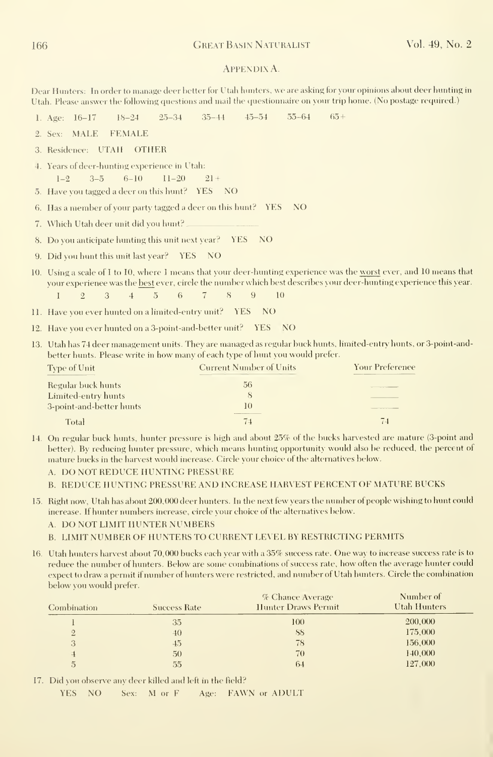## Appendix A.

Dear Hunters: In order to manage deer better for Utah hunters, we are asking for your opinions about deer hunting in Utah. Please answer the following questions and mail the questionnaire on your trip home. (No postage required.)

1. Age: 16–17 18–24 25–34 35–44 45–54 55–64 65+
2. Sex: MALE FEMALE
3. Residence: UTAH OTHER
4. Years of deer-hunting experience in Utah:
   1–2 3–5 6–10 11–20 21+
5. Have you tagged a deer on this hunt? YES NO
6. Has a member of your party tagged a deer on this hunt? YES NO
7. Which Utah deer unit did you hunt? ____________
8. Do you anticipate hunting this unit next year? YES NO
9. Did you hunt this unit last year? YES NO
10. Using a scale of 1 to 10, where 1 means that your deer-hunting experience was the worst ever, and 10 means that your experience was the best ever, circle the number which best describes your deer-hunting experience this year.
    1 2 3 4 5 6 7 8 9 10
11. Have you ever hunted on a limited-entry unit? YES NO
12. Have you ever hunted on a 3-point-and-better unit? YES NO
13. Utah has 74 deer management units. They are managed as regular buck hunts, limited-entry hunts, or 3-point-and-better hunts. Please write in how many of each type of hunt you would prefer.

| Type of Unit | Current Number of Units | Your Preference |
|---|---|---|
| Regular buck hunts | 56 | ______ |
| Limited-entry hunts | 8 | ______ |
| 3-point-and-better hunts | 10 | ______ |
| Total | 74 | 74 |

14. On regular buck hunts, hunter pressure is high and about 25% of the bucks harvested are mature (3-point and better). By reducing hunter pressure, which means hunting opportunity would also be reduced, the percent of mature bucks in the harvest would increase. Circle your choice of the alternatives below.
    A. DO NOT REDUCE HUNTING PRESSURE
    B. REDUCE HUNTING PRESSURE AND INCREASE HARVEST PERCENT OF MATURE BUCKS
15. Right now, Utah has about 200,000 deer hunters. In the next few years the number of people wishing to hunt could increase. If hunter numbers increase, circle your choice of the alternatives below.
    A. DO NOT LIMIT HUNTER NUMBERS
    B. LIMIT NUMBER OF HUNTERS TO CURRENT LEVEL BY RESTRICTING PERMITS
16. Utah hunters harvest about 70,000 bucks each year with a 35% success rate. One way to increase success rate is to reduce the number of hunters. Below are some combinations of success rate, how often the average hunter could expect to draw a permit if number of hunters were restricted, and number of Utah hunters. Circle the combination below you would prefer.

| Combination | Success Rate | % Chance Average Hunter Draws Permit | Number of Utah Hunters |
|---|---|---|---|
| 1 | 35 | 100 | 200,000 |
| 2 | 40 | 88 | 175,000 |
| 3 | 45 | 78 | 156,000 |
| 4 | 50 | 70 | 140,000 |
| 5 | 55 | 64 | 127,000 |

17. Did you observe any deer killed and left in the field?
    YES NO Sex: M or F Age: FAWN or ADULT